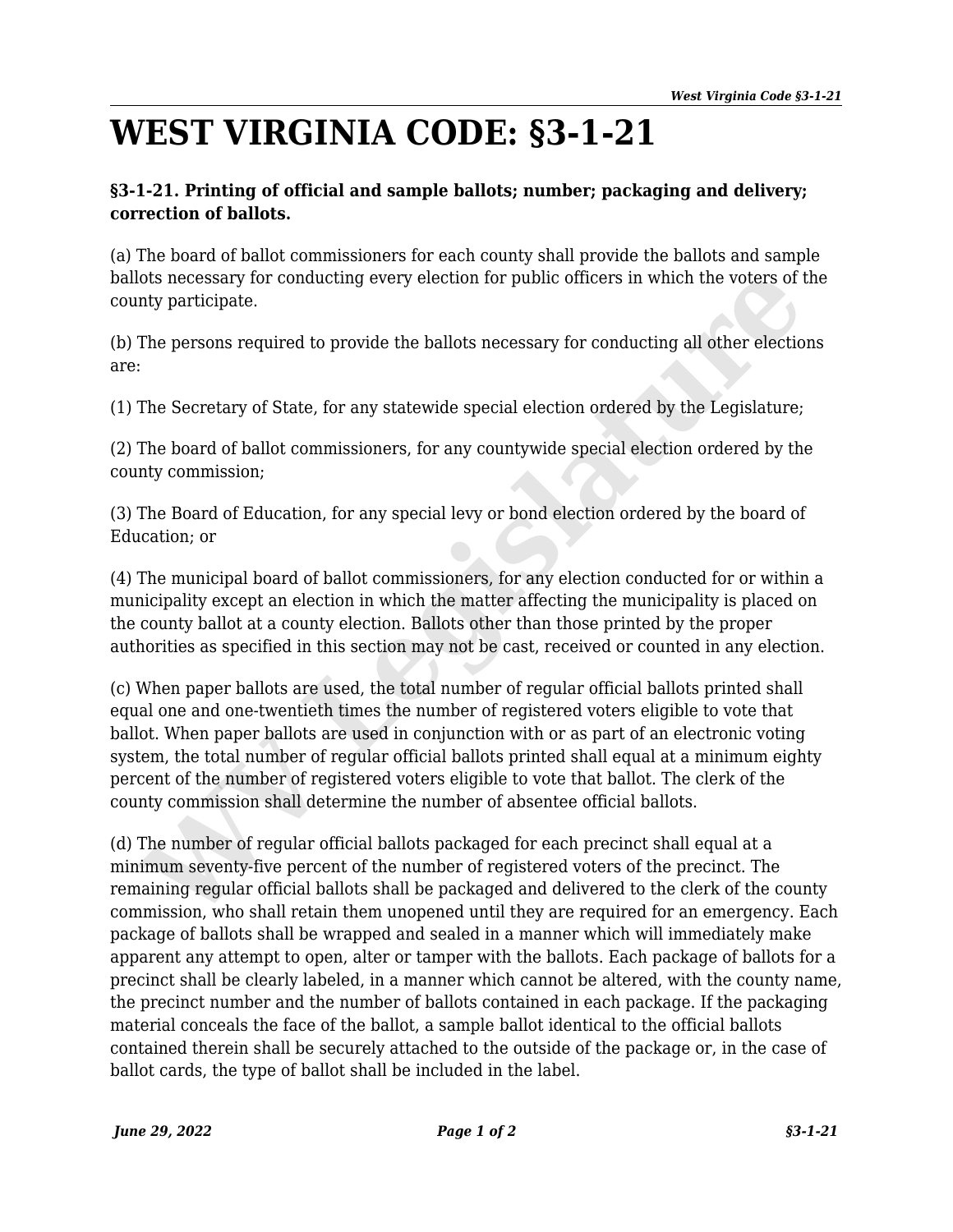# WEST VIRGINIA CODE: §3-1-21

**§3-1-21. Printing of official and sample ballots; number; packaging and delivery; correction of ballots.**

(a) The board of ballot commissioners for each county shall provide the ballots and sample ballots necessary for conducting every election for public officers in which the voters of the county participate.

(b) The persons required to provide the ballots necessary for conducting all other elections are:

(1) The Secretary of State, for any statewide special election ordered by the Legislature;

(2) The board of ballot commissioners, for any countywide special election ordered by the county commission;

(3) The Board of Education, for any special levy or bond election ordered by the board of Education; or

(4) The municipal board of ballot commissioners, for any election conducted for or within a municipality except an election in which the matter affecting the municipality is placed on the county ballot at a county election. Ballots other than those printed by the proper authorities as specified in this section may not be cast, received or counted in any election.

(c) When paper ballots are used, the total number of regular official ballots printed shall equal one and one-twentieth times the number of registered voters eligible to vote that ballot. When paper ballots are used in conjunction with or as part of an electronic voting system, the total number of regular official ballots printed shall equal at a minimum eighty percent of the number of registered voters eligible to vote that ballot. The clerk of the county commission shall determine the number of absentee official ballots.

(d) The number of regular official ballots packaged for each precinct shall equal at a minimum seventy-five percent of the number of registered voters of the precinct. The remaining regular official ballots shall be packaged and delivered to the clerk of the county commission, who shall retain them unopened until they are required for an emergency. Each package of ballots shall be wrapped and sealed in a manner which will immediately make apparent any attempt to open, alter or tamper with the ballots. Each package of ballots for a precinct shall be clearly labeled, in a manner which cannot be altered, with the county name, the precinct number and the number of ballots contained in each package. If the packaging material conceals the face of the ballot, a sample ballot identical to the official ballots contained therein shall be securely attached to the outside of the package or, in the case of ballot cards, the type of ballot shall be included in the label.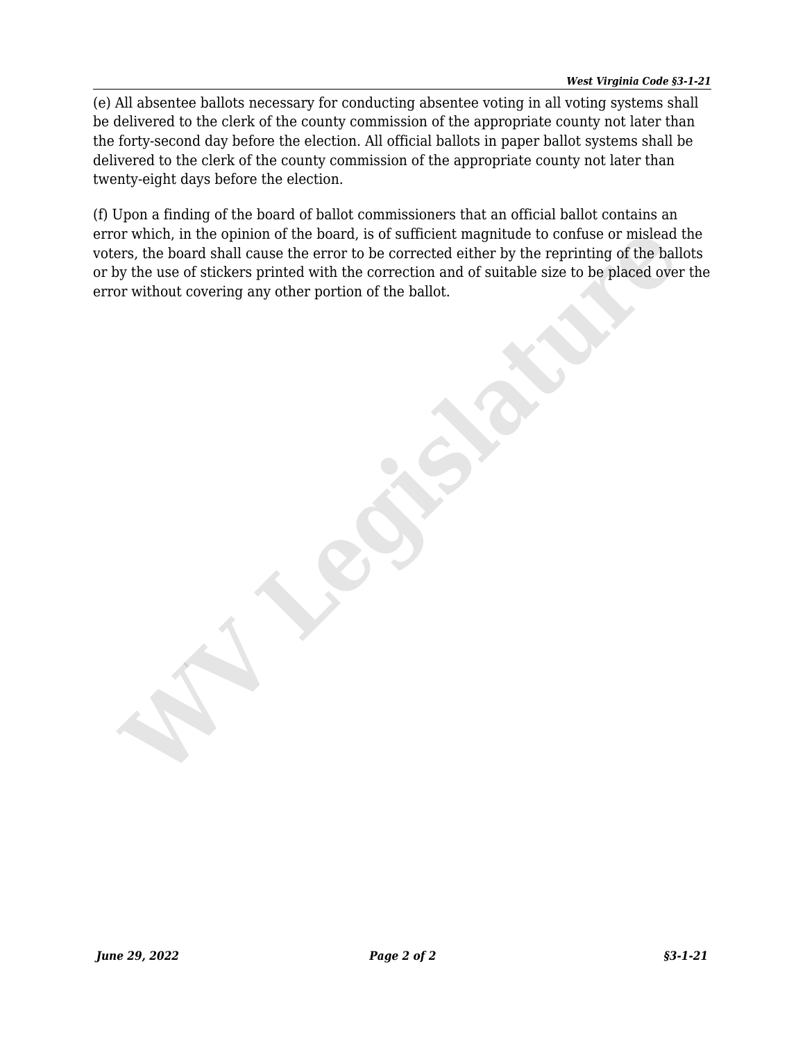(e) All absentee ballots necessary for conducting absentee voting in all voting systems shall be delivered to the clerk of the county commission of the appropriate county not later than the forty-second day before the election. All official ballots in paper ballot systems shall be delivered to the clerk of the county commission of the appropriate county not later than twenty-eight days before the election.

(f) Upon a finding of the board of ballot commissioners that an official ballot contains an error which, in the opinion of the board, is of sufficient magnitude to confuse or mislead the voters, the board shall cause the error to be corrected either by the reprinting of the ballots or by the use of stickers printed with the correction and of suitable size to be placed over the error without covering any other portion of the ballot.